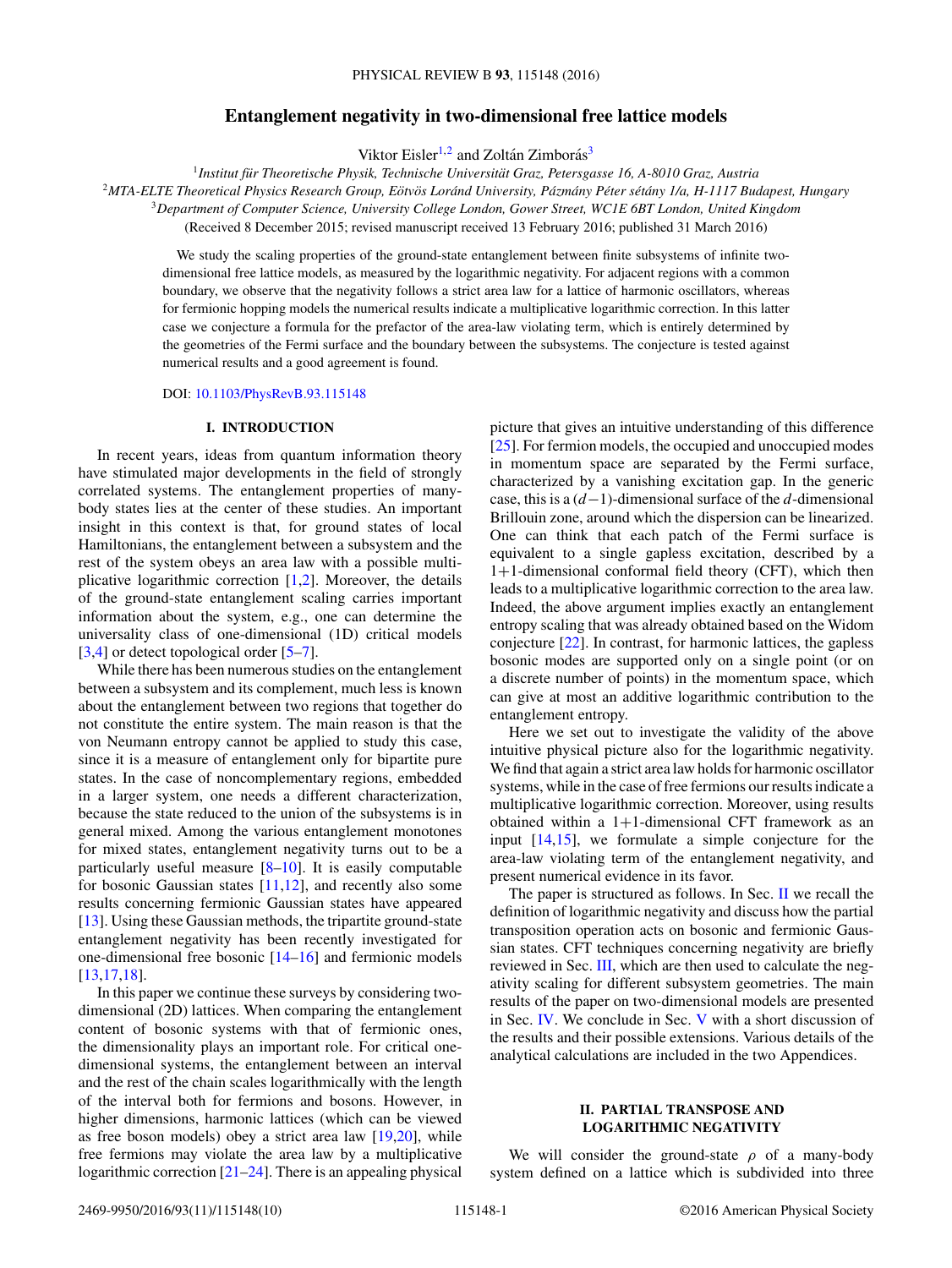# Entanglement negativity in two-dimensional free lattice models

Viktor Eisler[1,2] and Zoltán Zimborás[3]

[1]*Institut für Theoretische Physik, Technische Universität Graz, Petersgasse 16, A-8010 Graz, Austria*

[2]*MTA-ELTE Theoretical Physics Research Group, Eötvös Loránd University, Pázmány Péter sétány 1/a, H-1117 Budapest, Hungary*

[3]*Department of Computer Science, University College London, Gower Street, WC1E 6BT London, United Kingdom*

(Received 8 December 2015; revised manuscript received 13 February 2016; published 31 March 2016)

We study the scaling properties of the ground-state entanglement between finite subsystems of infinite two-dimensional free lattice models, as measured by the logarithmic negativity. For adjacent regions with a common boundary, we observe that the negativity follows a strict area law for a lattice of harmonic oscillators, whereas for fermionic hopping models the numerical results indicate a multiplicative logarithmic correction. In this latter case we conjecture a formula for the prefactor of the area-law violating term, which is entirely determined by the geometries of the Fermi surface and the boundary between the subsystems. The conjecture is tested against numerical results and a good agreement is found.

DOI: 10.1103/PhysRevB.93.115148

## I. INTRODUCTION

In recent years, ideas from quantum information theory have stimulated major developments in the field of strongly correlated systems. The entanglement properties of many-body states lies at the center of these studies. An important insight in this context is that, for ground states of local Hamiltonians, the entanglement between a subsystem and the rest of the system obeys an area law with a possible multiplicative logarithmic correction [1,2]. Moreover, the details of the ground-state entanglement scaling carries important information about the system, e.g., one can determine the universality class of one-dimensional (1D) critical models [3,4] or detect topological order [5–7].

While there has been numerous studies on the entanglement between a subsystem and its complement, much less is known about the entanglement between two regions that together do not constitute the entire system. The main reason is that the von Neumann entropy cannot be applied to study this case, since it is a measure of entanglement only for bipartite pure states. In the case of noncomplementary regions, embedded in a larger system, one needs a different characterization, because the state reduced to the union of the subsystems is in general mixed. Among the various entanglement monotones for mixed states, entanglement negativity turns out to be a particularly useful measure [8–10]. It is easily computable for bosonic Gaussian states [11,12], and recently also some results concerning fermionic Gaussian states have appeared [13]. Using these Gaussian methods, the tripartite ground-state entanglement negativity has been recently investigated for one-dimensional free bosonic [14–16] and fermionic models [13,17,18].

In this paper we continue these surveys by considering two-dimensional (2D) lattices. When comparing the entanglement content of bosonic systems with that of fermionic ones, the dimensionality plays an important role. For critical one-dimensional systems, the entanglement between an interval and the rest of the chain scales logarithmically with the length of the interval both for fermions and bosons. However, in higher dimensions, harmonic lattices (which can be viewed as free boson models) obey a strict area law [19,20], while free fermions may violate the area law by a multiplicative logarithmic correction [21–24]. There is an appealing physical picture that gives an intuitive understanding of this difference [25]. For fermion models, the occupied and unoccupied modes in momentum space are separated by the Fermi surface, characterized by a vanishing excitation gap. In the generic case, this is a $(d-1)$-dimensional surface of the $d$-dimensional Brillouin zone, around which the dispersion can be linearized. One can think that each patch of the Fermi surface is equivalent to a single gapless excitation, described by a 1+1-dimensional conformal field theory (CFT), which then leads to a multiplicative logarithmic correction to the area law. Indeed, the above argument implies exactly an entanglement entropy scaling that was already obtained based on the Widom conjecture [22]. In contrast, for harmonic lattices, the gapless bosonic modes are supported only on a single point (or on a discrete number of points) in the momentum space, which can give at most an additive logarithmic contribution to the entanglement entropy.

Here we set out to investigate the validity of the above intuitive physical picture also for the logarithmic negativity. We find that again a strict area law holds for harmonic oscillator systems, while in the case of free fermions our results indicate a multiplicative logarithmic correction. Moreover, using results obtained within a 1+1-dimensional CFT framework as an input [14,15], we formulate a simple conjecture for the area-law violating term of the entanglement negativity, and present numerical evidence in its favor.

The paper is structured as follows. In Sec. II we recall the definition of logarithmic negativity and discuss how the partial transposition operation acts on bosonic and fermionic Gaussian states. CFT techniques concerning negativity are briefly reviewed in Sec. III, which are then used to calculate the negativity scaling for different subsystem geometries. The main results of the paper on two-dimensional models are presented in Sec. IV. We conclude in Sec. V with a short discussion of the results and their possible extensions. Various details of the analytical calculations are included in the two Appendices.

## II. PARTIAL TRANSPOSE AND LOGARITHMIC NEGATIVITY

We will consider the ground-state $\rho$ of a many-body system defined on a lattice which is subdivided into three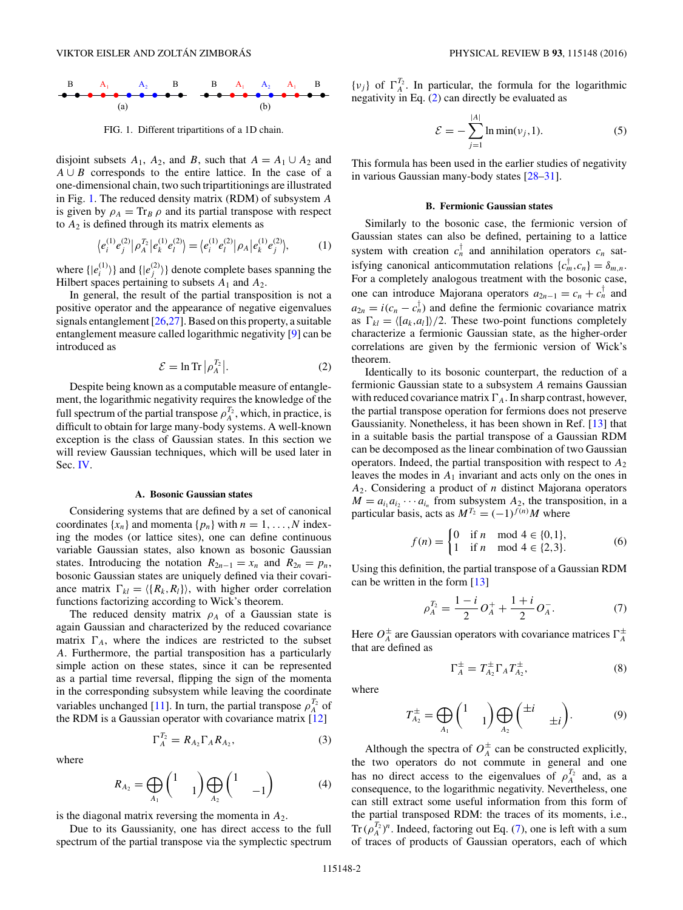FIG. 1. Different tripartitions of a 1D chain.

disjoint subsets $A_1$, $A_2$, and $B$, such that $A = A_1 \cup A_2$ and $A \cup B$ corresponds to the entire lattice. In the case of a one-dimensional chain, two such tripartitionings are illustrated in Fig. 1. The reduced density matrix (RDM) of subsystem $A$ is given by $\rho_A = \mathrm{Tr}_B\, \rho$ and its partial transpose with respect to $A_2$ is defined through its matrix elements as

$$\langle e_i^{(1)} e_j^{(2)} | \rho_A^{T_2} | e_k^{(1)} e_l^{(2)} \rangle = \langle e_i^{(1)} e_l^{(2)} | \rho_A | e_k^{(1)} e_j^{(2)} \rangle, \tag{1}$$

where $\{|e_i^{(1)}\rangle\}$ and $\{|e_j^{(2)}\rangle\}$ denote complete bases spanning the Hilbert spaces pertaining to subsets $A_1$ and $A_2$.

In general, the result of the partial transposition is not a positive operator and the appearance of negative eigenvalues signals entanglement [26,27]. Based on this property, a suitable entanglement measure called logarithmic negativity [9] can be introduced as

$$\mathcal{E} = \ln \mathrm{Tr} \left| \rho_A^{T_2} \right|. \tag{2}$$

Despite being known as a computable measure of entanglement, the logarithmic negativity requires the knowledge of the full spectrum of the partial transpose $\rho_A^{T_2}$, which, in practice, is difficult to obtain for large many-body systems. A well-known exception is the class of Gaussian states. In this section we will review Gaussian techniques, which will be used later in Sec. IV.

### A. Bosonic Gaussian states

Considering systems that are defined by a set of canonical coordinates $\{x_n\}$ and momenta $\{p_n\}$ with $n = 1, \dots, N$ indexing the modes (or lattice sites), one can define continuous variable Gaussian states, also known as bosonic Gaussian states. Introducing the notation $R_{2n-1} = x_n$ and $R_{2n} = p_n$, bosonic Gaussian states are uniquely defined via their covariance matrix $\Gamma_{kl} = \langle \{R_k, R_l\} \rangle$, with higher order correlation functions factorizing according to Wick's theorem.

The reduced density matrix $\rho_A$ of a Gaussian state is again Gaussian and characterized by the reduced covariance matrix $\Gamma_A$, where the indices are restricted to the subset $A$. Furthermore, the partial transposition has a particularly simple action on these states, since it can be represented as a partial time reversal, flipping the sign of the momenta in the corresponding subsystem while leaving the coordinate variables unchanged [11]. In turn, the partial transpose $\rho_A^{T_2}$ of the RDM is a Gaussian operator with covariance matrix [12]

$$\Gamma_A^{T_2} = R_{A_2} \Gamma_A R_{A_2}, \tag{3}$$

where

$$R_{A_2} = \bigoplus_{A_1} \begin{pmatrix} 1 & \\ & 1 \end{pmatrix} \bigoplus_{A_2} \begin{pmatrix} 1 & \\ & -1 \end{pmatrix} \tag{4}$$

is the diagonal matrix reversing the momenta in $A_2$.

Due to its Gaussianity, one has direct access to the full spectrum of the partial transpose via the symplectic spectrum $\{\nu_j\}$ of $\Gamma_A^{T_2}$. In particular, the formula for the logarithmic negativity in Eq. (2) can directly be evaluated as

$$\mathcal{E} = -\sum_{j=1}^{|A|} \ln \min(\nu_j, 1). \tag{5}$$

This formula has been used in the earlier studies of negativity in various Gaussian many-body states [28–31].

### B. Fermionic Gaussian states

Similarly to the bosonic case, the fermionic version of Gaussian states can also be defined, pertaining to a lattice system with creation $c_n^\dagger$ and annihilation operators $c_n$ satisfying canonical anticommutation relations $\{c_m^\dagger, c_n\} = \delta_{m,n}$. For a completely analogous treatment with the bosonic case, one can introduce Majorana operators $a_{2n-1} = c_n + c_n^\dagger$ and $a_{2n} = i(c_n - c_n^\dagger)$ and define the fermionic covariance matrix as $\Gamma_{kl} = \langle [a_k, a_l] \rangle / 2$. These two-point functions completely characterize a fermionic Gaussian state, as the higher-order correlations are given by the fermionic version of Wick's theorem.

Identically to its bosonic counterpart, the reduction of a fermionic Gaussian state to a subsystem $A$ remains Gaussian with reduced covariance matrix $\Gamma_A$. In sharp contrast, however, the partial transpose operation for fermions does not preserve Gaussianity. Nonetheless, it has been shown in Ref. [13] that in a suitable basis the partial transpose of a Gaussian RDM can be decomposed as the linear combination of two Gaussian operators. Indeed, the partial transposition with respect to $A_2$ leaves the modes in $A_1$ invariant and acts only on the ones in $A_2$. Considering a product of $n$ distinct Majorana operators $M = a_{i_1} a_{i_2} \cdots a_{i_n}$ from subsystem $A_2$, the transposition, in a particular basis, acts as $M^{T_2} = (-1)^{f(n)} M$ where

$$f(n) = \begin{cases} 0 & \text{if } n \mod 4 \in \{0,1\}, \\ 1 & \text{if } n \mod 4 \in \{2,3\}. \end{cases} \tag{6}$$

Using this definition, the partial transpose of a Gaussian RDM can be written in the form [13]

$$\rho_A^{T_2} = \frac{1-i}{2} O_A^+ + \frac{1+i}{2} O_A^-. \tag{7}$$

Here $O_A^\pm$ are Gaussian operators with covariance matrices $\Gamma_A^\pm$ that are defined as

$$\Gamma_A^\pm = T_{A_2}^\pm \Gamma_A T_{A_2}^\pm, \tag{8}$$

where

$$T_{A_2}^\pm = \bigoplus_{A_1} \begin{pmatrix} 1 & \\ & 1 \end{pmatrix} \bigoplus_{A_2} \begin{pmatrix} \pm i & \\ & \pm i \end{pmatrix}. \tag{9}$$

Although the spectra of $O_A^\pm$ can be constructed explicitly, the two operators do not commute in general and one has no direct access to the eigenvalues of $\rho_A^{T_2}$ and, as a consequence, to the logarithmic negativity. Nevertheless, one can still extract some useful information from this form of the partial transposed RDM: the traces of its moments, i.e., $\mathrm{Tr}\,(\rho_A^{T_2})^n$. Indeed, factoring out Eq. (7), one is left with a sum of traces of products of Gaussian operators, each of which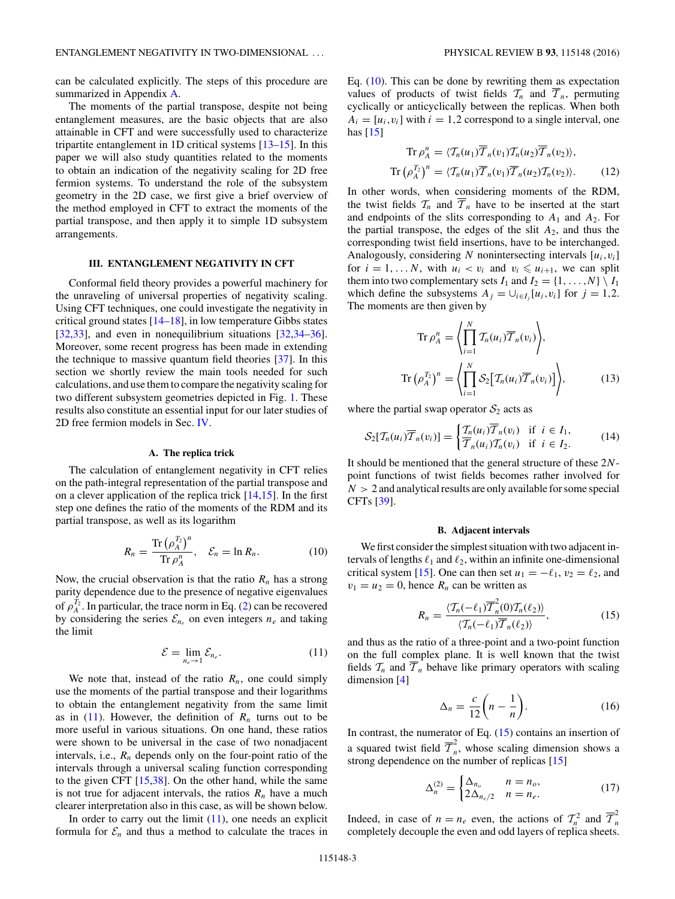can be calculated explicitly. The steps of this procedure are summarized in Appendix A.

The moments of the partial transpose, despite not being entanglement measures, are the basic objects that are also attainable in CFT and were successfully used to characterize tripartite entanglement in 1D critical systems [13–15]. In this paper we will also study quantities related to the moments to obtain an indication of the negativity scaling for 2D free fermion systems. To understand the role of the subsystem geometry in the 2D case, we first give a brief overview of the method employed in CFT to extract the moments of the partial transpose, and then apply it to simple 1D subsystem arrangements.

## III. ENTANGLEMENT NEGATIVITY IN CFT

Conformal field theory provides a powerful machinery for the unraveling of universal properties of negativity scaling. Using CFT techniques, one could investigate the negativity in critical ground states [14–18], in low temperature Gibbs states [32,33], and even in nonequilibrium situations [32,34–36]. Moreover, some recent progress has been made in extending the technique to massive quantum field theories [37]. In this section we shortly review the main tools needed for such calculations, and use them to compare the negativity scaling for two different subsystem geometries depicted in Fig. 1. These results also constitute an essential input for our later studies of 2D free fermion models in Sec. IV.

### A. The replica trick

The calculation of entanglement negativity in CFT relies on the path-integral representation of the partial transpose and on a clever application of the replica trick [14,15]. In the first step one defines the ratio of the moments of the RDM and its partial transpose, as well as its logarithm

$$R_n = \frac{\mathrm{Tr}\left(\rho_A^{T_2}\right)^n}{\mathrm{Tr}\,\rho_A^n}, \quad \mathcal{E}_n = \ln R_n. \tag{10}$$

Now, the crucial observation is that the ratio $R_n$ has a strong parity dependence due to the presence of negative eigenvalues of $\rho_A^{T_2}$. In particular, the trace norm in Eq. (2) can be recovered by considering the series $\mathcal{E}_{n_e}$ on even integers $n_e$ and taking the limit

$$\mathcal{E} = \lim_{n_e \to 1} \mathcal{E}_{n_e}. \tag{11}$$

We note that, instead of the ratio $R_n$, one could simply use the moments of the partial transpose and their logarithms to obtain the entanglement negativity from the same limit as in (11). However, the definition of $R_n$ turns out to be more useful in various situations. On one hand, these ratios were shown to be universal in the case of two nonadjacent intervals, i.e., $R_n$ depends only on the four-point ratio of the intervals through a universal scaling function corresponding to the given CFT [15,38]. On the other hand, while the same is not true for adjacent intervals, the ratios $R_n$ have a much clearer interpretation also in this case, as will be shown below.

In order to carry out the limit (11), one needs an explicit formula for $\mathcal{E}_n$ and thus a method to calculate the traces in Eq. (10). This can be done by rewriting them as expectation values of products of twist fields $\mathcal{T}_n$ and $\overline{\mathcal{T}}_n$, permuting cyclically or anticyclically between the replicas. When both $A_i = [u_i, v_i]$ with $i = 1,2$ correspond to a single interval, one has [15]

$$\begin{aligned}
\mathrm{Tr}\,\rho_A^n &= \langle \mathcal{T}_n(u_1)\overline{\mathcal{T}}_n(v_1)\mathcal{T}_n(u_2)\overline{\mathcal{T}}_n(v_2)\rangle, \\
\mathrm{Tr}\left(\rho_A^{T_2}\right)^n &= \langle \mathcal{T}_n(u_1)\overline{\mathcal{T}}_n(v_1)\overline{\mathcal{T}}_n(u_2)\mathcal{T}_n(v_2)\rangle.
\end{aligned} \tag{12}$$

In other words, when considering moments of the RDM, the twist fields $\mathcal{T}_n$ and $\overline{\mathcal{T}}_n$ have to be inserted at the start and endpoints of the slits corresponding to $A_1$ and $A_2$. For the partial transpose, the edges of the slit $A_2$, and thus the corresponding twist field insertions, have to be interchanged. Analogously, considering $N$ nonintersecting intervals $[u_i, v_i]$ for $i = 1, \dots N$, with $u_i < v_i$ and $v_i \leqslant u_{i+1}$, we can split them into two complementary sets $I_1$ and $I_2 = \{1, \dots, N\} \setminus I_1$ which define the subsystems $A_j = \cup_{i \in I_j}[u_i, v_i]$ for $j = 1,2$. The moments are then given by

$$\begin{aligned}
\mathrm{Tr}\,\rho_A^n &= \left\langle \prod_{i=1}^{N} \mathcal{T}_n(u_i)\overline{\mathcal{T}}_n(v_i) \right\rangle, \\
\mathrm{Tr}\left(\rho_A^{T_2}\right)^n &= \left\langle \prod_{i=1}^{N} \mathcal{S}_2\big[\mathcal{T}_n(u_i)\overline{\mathcal{T}}_n(v_i)\big] \right\rangle,
\end{aligned} \tag{13}$$

where the partial swap operator $\mathcal{S}_2$ acts as

$$\mathcal{S}_2[\mathcal{T}_n(u_i)\overline{\mathcal{T}}_n(v_i)] = \begin{cases} \mathcal{T}_n(u_i)\overline{\mathcal{T}}_n(v_i) & \text{if } i \in I_1, \\ \overline{\mathcal{T}}_n(u_i)\mathcal{T}_n(v_i) & \text{if } i \in I_2. \end{cases} \tag{14}$$

It should be mentioned that the general structure of these $2N$-point functions of twist fields becomes rather involved for $N > 2$ and analytical results are only available for some special CFTs [39].

### B. Adjacent intervals

We first consider the simplest situation with two adjacent intervals of lengths $\ell_1$ and $\ell_2$, within an infinite one-dimensional critical system [15]. One can then set $u_1 = -\ell_1$, $v_2 = \ell_2$, and $v_1 = u_2 = 0$, hence $R_n$ can be written as

$$R_n = \frac{\langle \mathcal{T}_n(-\ell_1)\overline{\mathcal{T}}_n^2(0)\mathcal{T}_n(\ell_2)\rangle}{\langle \mathcal{T}_n(-\ell_1)\overline{\mathcal{T}}_n(\ell_2)\rangle}, \tag{15}$$

and thus as the ratio of a three-point and a two-point function on the full complex plane. It is well known that the twist fields $\mathcal{T}_n$ and $\overline{\mathcal{T}}_n$ behave like primary operators with scaling dimension [4]

$$\Delta_n = \frac{c}{12}\left(n - \frac{1}{n}\right). \tag{16}$$

In contrast, the numerator of Eq. (15) contains an insertion of a squared twist field $\overline{\mathcal{T}}_n^2$, whose scaling dimension shows a strong dependence on the number of replicas [15]

$$\Delta_n^{(2)} = \begin{cases} \Delta_{n_o} & n = n_o, \\ 2\Delta_{n_e/2} & n = n_e. \end{cases} \tag{17}$$

Indeed, in case of $n = n_e$ even, the actions of $\mathcal{T}_n^2$ and $\overline{\mathcal{T}}_n^2$ completely decouple the even and odd layers of replica sheets.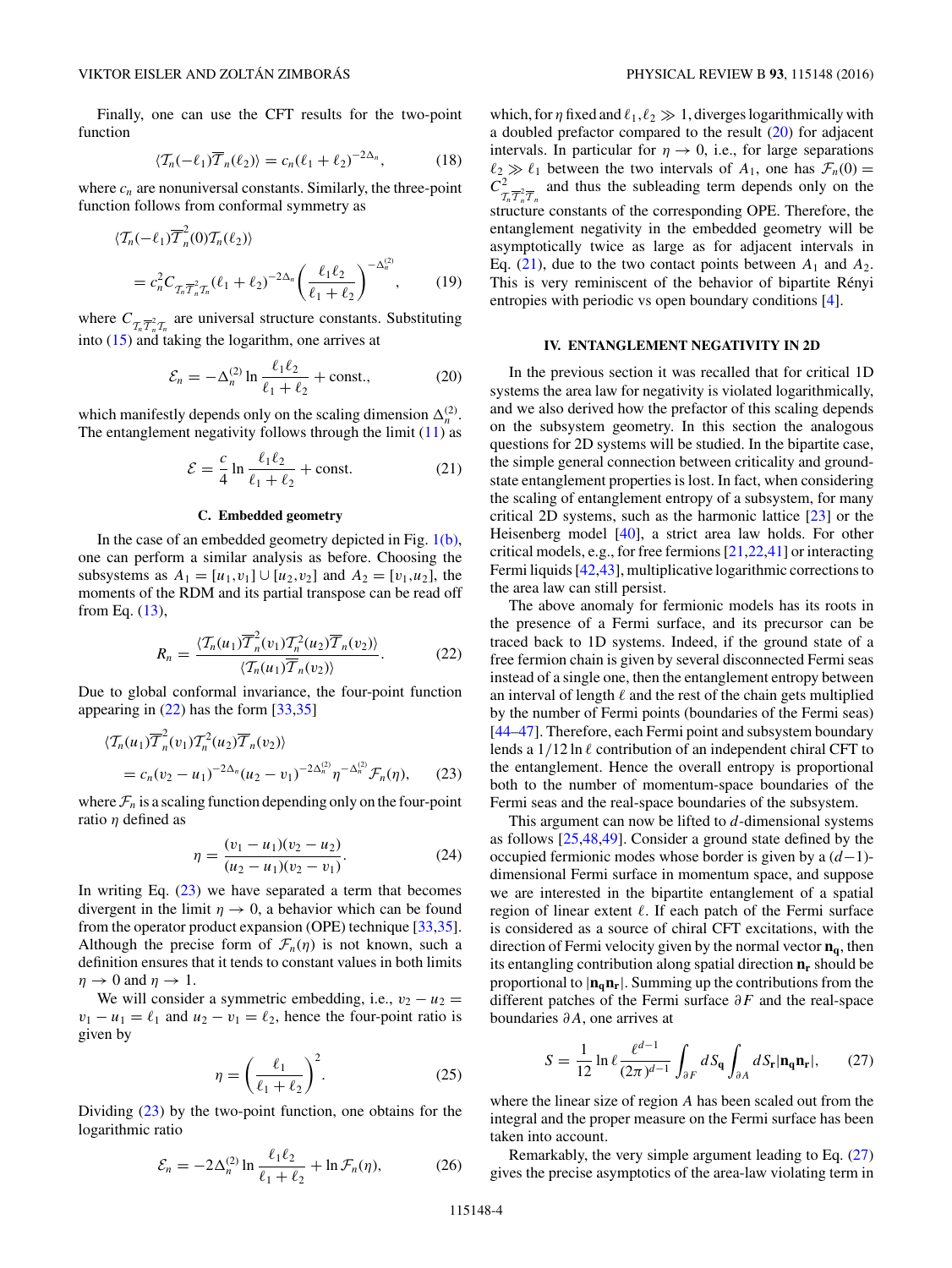Finally, one can use the CFT results for the two-point function

$$\langle \mathcal{T}_n(-\ell_1)\overline{\mathcal{T}}_n(\ell_2)\rangle = c_n(\ell_1+\ell_2)^{-2\Delta_n}, \tag{18}$$

where $c_n$ are nonuniversal constants. Similarly, the three-point function follows from conformal symmetry as

$$\begin{aligned}&\langle \mathcal{T}_n(-\ell_1)\overline{\mathcal{T}}^2_n(0)\mathcal{T}_n(\ell_2)\rangle \\ &= c_n^2 C_{\mathcal{T}_n\overline{\mathcal{T}}^2_n\mathcal{T}_n}(\ell_1+\ell_2)^{-2\Delta_n}\left(\frac{\ell_1\ell_2}{\ell_1+\ell_2}\right)^{-\Delta^{(2)}_n},\end{aligned} \tag{19}$$

where $C_{\mathcal{T}_n\overline{\mathcal{T}}^2_n\mathcal{T}_n}$ are universal structure constants. Substituting into (15) and taking the logarithm, one arrives at

$$\mathcal{E}_n = -\Delta^{(2)}_n \ln\frac{\ell_1\ell_2}{\ell_1+\ell_2} + \text{const.}, \tag{20}$$

which manifestly depends only on the scaling dimension $\Delta^{(2)}_n$. The entanglement negativity follows through the limit (11) as

$$\mathcal{E} = \frac{c}{4}\ln\frac{\ell_1\ell_2}{\ell_1+\ell_2} + \text{const.} \tag{21}$$

### C. Embedded geometry

In the case of an embedded geometry depicted in Fig. 1(b), one can perform a similar analysis as before. Choosing the subsystems as $A_1=[u_1,v_1]\cup[u_2,v_2]$ and $A_2=[v_1,u_2]$, the moments of the RDM and its partial transpose can be read off from Eq. (13),

$$R_n = \frac{\langle \mathcal{T}_n(u_1)\overline{\mathcal{T}}^2_n(v_1)\mathcal{T}^2_n(u_2)\overline{\mathcal{T}}_n(v_2)\rangle}{\langle \mathcal{T}_n(u_1)\overline{\mathcal{T}}_n(v_2)\rangle}. \tag{22}$$

Due to global conformal invariance, the four-point function appearing in (22) has the form [33,35]

$$\begin{aligned}&\langle \mathcal{T}_n(u_1)\overline{\mathcal{T}}^2_n(v_1)\mathcal{T}^2_n(u_2)\overline{\mathcal{T}}_n(v_2)\rangle \\ &= c_n(v_2-u_1)^{-2\Delta_n}(u_2-v_1)^{-2\Delta^{(2)}_n}\eta^{-\Delta^{(2)}_n}\mathcal{F}_n(\eta),\end{aligned} \tag{23}$$

where $\mathcal{F}_n$ is a scaling function depending only on the four-point ratio $\eta$ defined as

$$\eta = \frac{(v_1-u_1)(v_2-u_2)}{(u_2-u_1)(v_2-v_1)}. \tag{24}$$

In writing Eq. (23) we have separated a term that becomes divergent in the limit $\eta\to 0$, a behavior which can be found from the operator product expansion (OPE) technique [33,35]. Although the precise form of $\mathcal{F}_n(\eta)$ is not known, such a definition ensures that it tends to constant values in both limits $\eta\to 0$ and $\eta\to 1$.

We will consider a symmetric embedding, i.e., $v_2-u_2=v_1-u_1=\ell_1$ and $u_2-v_1=\ell_2$, hence the four-point ratio is given by

$$\eta = \left(\frac{\ell_1}{\ell_1+\ell_2}\right)^2. \tag{25}$$

Dividing (23) by the two-point function, one obtains for the logarithmic ratio

$$\mathcal{E}_n = -2\Delta^{(2)}_n\ln\frac{\ell_1\ell_2}{\ell_1+\ell_2} + \ln\mathcal{F}_n(\eta), \tag{26}$$

which, for $\eta$ fixed and $\ell_1,\ell_2\gg 1$, diverges logarithmically with a doubled prefactor compared to the result (20) for adjacent intervals. In particular for $\eta\to 0$, i.e., for large separations $\ell_2\gg\ell_1$ between the two intervals of $A_1$, one has $\mathcal{F}_n(0)=C^2_{\mathcal{T}_n\overline{\mathcal{T}}^2_n\overline{\mathcal{T}}_n}$ and thus the subleading term depends only on the structure constants of the corresponding OPE. Therefore, the entanglement negativity in the embedded geometry will be asymptotically twice as large as for adjacent intervals in Eq. (21), due to the two contact points between $A_1$ and $A_2$. This is very reminiscent of the behavior of bipartite Rényi entropies with periodic vs open boundary conditions [4].

## IV. ENTANGLEMENT NEGATIVITY IN 2D

In the previous section it was recalled that for critical 1D systems the area law for negativity is violated logarithmically, and we also derived how the prefactor of this scaling depends on the subsystem geometry. In this section the analogous questions for 2D systems will be studied. In the bipartite case, the simple general connection between criticality and ground-state entanglement properties is lost. In fact, when considering the scaling of entanglement entropy of a subsystem, for many critical 2D systems, such as the harmonic lattice [23] or the Heisenberg model [40], a strict area law holds. For other critical models, e.g., for free fermions [21,22,41] or interacting Fermi liquids [42,43], multiplicative logarithmic corrections to the area law can still persist.

The above anomaly for fermionic models has its roots in the presence of a Fermi surface, and its precursor can be traced back to 1D systems. Indeed, if the ground state of a free fermion chain is given by several disconnected Fermi seas instead of a single one, then the entanglement entropy between an interval of length $\ell$ and the rest of the chain gets multiplied by the number of Fermi points (boundaries of the Fermi seas) [44–47]. Therefore, each Fermi point and subsystem boundary lends a $1/12\ln\ell$ contribution of an independent chiral CFT to the entanglement. Hence the overall entropy is proportional both to the number of momentum-space boundaries of the Fermi seas and the real-space boundaries of the subsystem.

This argument can now be lifted to $d$-dimensional systems as follows [25,48,49]. Consider a ground state defined by the occupied fermionic modes whose border is given by a $(d-1)$-dimensional Fermi surface in momentum space, and suppose we are interested in the bipartite entanglement of a spatial region of linear extent $\ell$. If each patch of the Fermi surface is considered as a source of chiral CFT excitations, with the direction of Fermi velocity given by the normal vector $\mathbf{n_q}$, then its entangling contribution along spatial direction $\mathbf{n_r}$ should be proportional to $|\mathbf{n_q}\mathbf{n_r}|$. Summing up the contributions from the different patches of the Fermi surface $\partial F$ and the real-space boundaries $\partial A$, one arrives at

$$S = \frac{1}{12}\ln\ell\,\frac{\ell^{d-1}}{(2\pi)^{d-1}}\int_{\partial F}dS_{\mathbf{q}}\int_{\partial A}dS_{\mathbf{r}}|\mathbf{n_q}\mathbf{n_r}|, \tag{27}$$

where the linear size of region $A$ has been scaled out from the integral and the proper measure on the Fermi surface has been taken into account.

Remarkably, the very simple argument leading to Eq. (27) gives the precise asymptotics of the area-law violating term in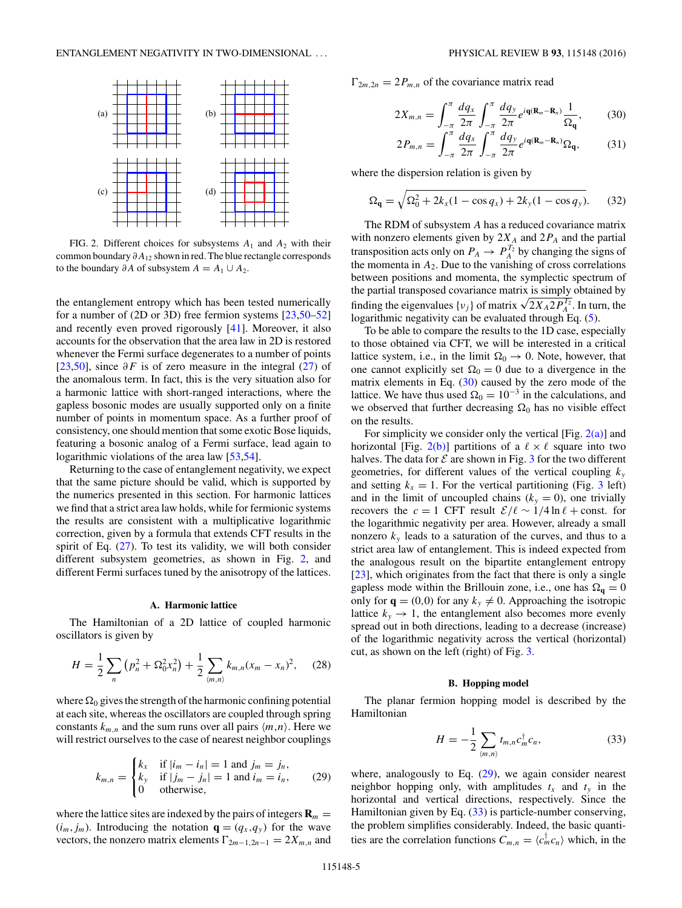FIG. 2. Different choices for subsystems $A_1$ and $A_2$ with their common boundary $\partial A_{12}$ shown in red. The blue rectangle corresponds to the boundary $\partial A$ of subsystem $A = A_1 \cup A_2$.

the entanglement entropy which has been tested numerically for a number of (2D or 3D) free fermion systems [23,50–52] and recently even proved rigorously [41]. Moreover, it also accounts for the observation that the area law in 2D is restored whenever the Fermi surface degenerates to a number of points [23,50], since $\partial F$ is of zero measure in the integral (27) of the anomalous term. In fact, this is the very situation also for a harmonic lattice with short-ranged interactions, where the gapless bosonic modes are usually supported only on a finite number of points in momentum space. As a further proof of consistency, one should mention that some exotic Bose liquids, featuring a bosonic analog of a Fermi surface, lead again to logarithmic violations of the area law [53,54].

Returning to the case of entanglement negativity, we expect that the same picture should be valid, which is supported by the numerics presented in this section. For harmonic lattices we find that a strict area law holds, while for fermionic systems the results are consistent with a multiplicative logarithmic correction, given by a formula that extends CFT results in the spirit of Eq. (27). To test its validity, we will both consider different subsystem geometries, as shown in Fig. 2, and different Fermi surfaces tuned by the anisotropy of the lattices.

### A. Harmonic lattice

The Hamiltonian of a 2D lattice of coupled harmonic oscillators is given by

$$H = \frac{1}{2}\sum_n \left(p_n^2 + \Omega_0^2 x_n^2\right) + \frac{1}{2}\sum_{\langle m,n\rangle} k_{m,n}(x_m - x_n)^2, \tag{28}$$

where $\Omega_0$ gives the strength of the harmonic confining potential at each site, whereas the oscillators are coupled through spring constants $k_{m,n}$ and the sum runs over all pairs $\langle m,n\rangle$. Here we will restrict ourselves to the case of nearest neighbor couplings

$$k_{m,n} = \begin{cases} k_x & \text{if } |i_m - i_n| = 1 \text{ and } j_m = j_n, \\ k_y & \text{if } |j_m - j_n| = 1 \text{ and } i_m = i_n, \\ 0 & \text{otherwise,} \end{cases} \tag{29}$$

where the lattice sites are indexed by the pairs of integers $\mathbf{R}_m = (i_m, j_m)$. Introducing the notation $\mathbf{q} = (q_x, q_y)$ for the wave vectors, the nonzero matrix elements $\Gamma_{2m-1,2n-1} = 2X_{m,n}$ and $\Gamma_{2m,2n} = 2P_{m,n}$ of the covariance matrix read

$$2X_{m,n} = \int_{-\pi}^{\pi}\frac{dq_x}{2\pi}\int_{-\pi}^{\pi}\frac{dq_y}{2\pi}e^{i\mathbf{q}(\mathbf{R}_m-\mathbf{R}_n)}\frac{1}{\Omega_{\mathbf{q}}}, \tag{30}$$

$$2P_{m,n} = \int_{-\pi}^{\pi}\frac{dq_x}{2\pi}\int_{-\pi}^{\pi}\frac{dq_y}{2\pi}e^{i\mathbf{q}(\mathbf{R}_m-\mathbf{R}_n)}\Omega_{\mathbf{q}}, \tag{31}$$

where the dispersion relation is given by

$$\Omega_{\mathbf{q}} = \sqrt{\Omega_0^2 + 2k_x(1-\cos q_x) + 2k_y(1-\cos q_y)}. \tag{32}$$

The RDM of subsystem $A$ has a reduced covariance matrix with nonzero elements given by $2X_A$ and $2P_A$ and the partial transposition acts only on $P_A \to P_A^{T_2}$ by changing the signs of the momenta in $A_2$. Due to the vanishing of cross correlations between positions and momenta, the symplectic spectrum of the partial transposed covariance matrix is simply obtained by finding the eigenvalues $\{\nu_j\}$ of matrix $\sqrt{2X_A 2P_A^{T_2}}$. In turn, the logarithmic negativity can be evaluated through Eq. (5).

To be able to compare the results to the 1D case, especially to those obtained via CFT, we will be interested in a critical lattice system, i.e., in the limit $\Omega_0 \to 0$. Note, however, that one cannot explicitly set $\Omega_0 = 0$ due to a divergence in the matrix elements in Eq. (30) caused by the zero mode of the lattice. We have thus used $\Omega_0 = 10^{-3}$ in the calculations, and we observed that further decreasing $\Omega_0$ has no visible effect on the results.

For simplicity we consider only the vertical [Fig. 2(a)] and horizontal [Fig. 2(b)] partitions of a $\ell \times \ell$ square into two halves. The data for $\mathcal{E}$ are shown in Fig. 3 for the two different geometries, for different values of the vertical coupling $k_y$ and setting $k_x = 1$. For the vertical partitioning (Fig. 3 left) and in the limit of uncoupled chains ($k_y = 0$), one trivially recovers the $c = 1$ CFT result $\mathcal{E}/\ell \sim 1/4 \ln \ell + \text{const.}$ for the logarithmic negativity per area. However, already a small nonzero $k_y$ leads to a saturation of the curves, and thus to a strict area law of entanglement. This is indeed expected from the analogous result on the bipartite entanglement entropy [23], which originates from the fact that there is only a single gapless mode within the Brillouin zone, i.e., one has $\Omega_{\mathbf{q}} = 0$ only for $\mathbf{q} = (0,0)$ for any $k_y \neq 0$. Approaching the isotropic lattice $k_y \to 1$, the entanglement also becomes more evenly spread out in both directions, leading to a decrease (increase) of the logarithmic negativity across the vertical (horizontal) cut, as shown on the left (right) of Fig. 3.

### B. Hopping model

The planar fermion hopping model is described by the Hamiltonian

$$H = -\frac{1}{2}\sum_{\langle m,n\rangle} t_{m,n} c_m^\dagger c_n, \tag{33}$$

where, analogously to Eq. (29), we again consider nearest neighbor hopping only, with amplitudes $t_x$ and $t_y$ in the horizontal and vertical directions, respectively. Since the Hamiltonian given by Eq. (33) is particle-number conserving, the problem simplifies considerably. Indeed, the basic quantities are the correlation functions $C_{m,n} = \langle c_m^\dagger c_n\rangle$ which, in the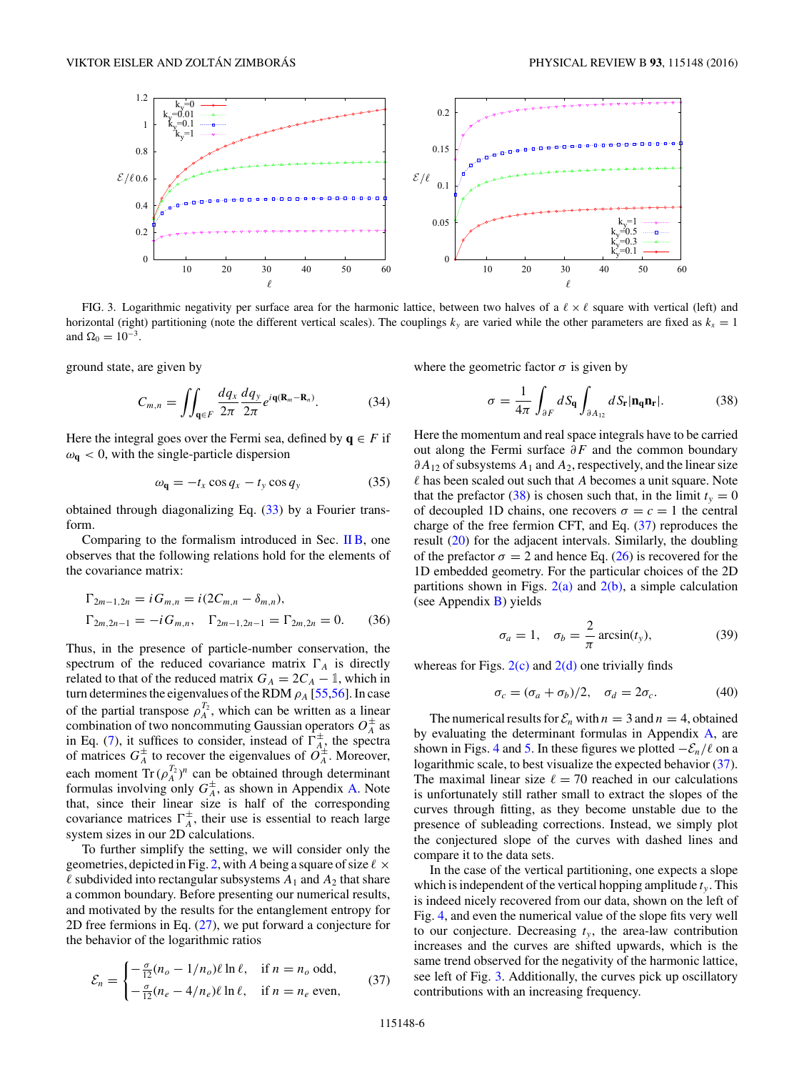FIG. 3. Logarithmic negativity per surface area for the harmonic lattice, between two halves of a $\ell \times \ell$ square with vertical (left) and horizontal (right) partitioning (note the different vertical scales). The couplings $k_y$ are varied while the other parameters are fixed as $k_x = 1$ and $\Omega_0 = 10^{-3}$.

ground state, are given by

$$C_{m,n} = \iint_{\mathbf{q}\in F} \frac{dq_x}{2\pi}\frac{dq_y}{2\pi} e^{i\mathbf{q}(\mathbf{R}_m - \mathbf{R}_n)}. \tag{34}$$

Here the integral goes over the Fermi sea, defined by $\mathbf{q} \in F$ if $\omega_{\mathbf{q}} < 0$, with the single-particle dispersion

$$\omega_{\mathbf{q}} = -t_x \cos q_x - t_y \cos q_y \tag{35}$$

obtained through diagonalizing Eq. (33) by a Fourier transform.

Comparing to the formalism introduced in Sec. II B, one observes that the following relations hold for the elements of the covariance matrix:

$$\Gamma_{2m-1,2n} = iG_{m,n} = i(2C_{m,n} - \delta_{m,n}),$$
$$\Gamma_{2m,2n-1} = -iG_{m,n}, \quad \Gamma_{2m-1,2n-1} = \Gamma_{2m,2n} = 0. \tag{36}$$

Thus, in the presence of particle-number conservation, the spectrum of the reduced covariance matrix $\Gamma_A$ is directly related to that of the reduced matrix $G_A = 2C_A - \mathbb{1}$, which in turn determines the eigenvalues of the RDM $\rho_A$ [55,56]. In case of the partial transpose $\rho_A^{T_2}$, which can be written as a linear combination of two noncommuting Gaussian operators $O_A^{\pm}$ as in Eq. (7), it suffices to consider, instead of $\Gamma_A^{\pm}$, the spectra of matrices $G_A^{\pm}$ to recover the eigenvalues of $O_A^{\pm}$. Moreover, each moment $\mathrm{Tr}\,(\rho_A^{T_2})^n$ can be obtained through determinant formulas involving only $G_A^{\pm}$, as shown in Appendix A. Note that, since their linear size is half of the corresponding covariance matrices $\Gamma_A^{\pm}$, their use is essential to reach large system sizes in our 2D calculations.

To further simplify the setting, we will consider only the geometries, depicted in Fig. 2, with $A$ being a square of size $\ell \times \ell$ subdivided into rectangular subsystems $A_1$ and $A_2$ that share a common boundary. Before presenting our numerical results, and motivated by the results for the entanglement entropy for 2D free fermions in Eq. (27), we put forward a conjecture for the behavior of the logarithmic ratios

$$\mathcal{E}_n = \begin{cases} -\frac{\sigma}{12}(n_o - 1/n_o)\ell \ln \ell, & \text{if } n = n_o \text{ odd}, \\ -\frac{\sigma}{12}(n_e - 4/n_e)\ell \ln \ell, & \text{if } n = n_e \text{ even}, \end{cases} \tag{37}$$

where the geometric factor $\sigma$ is given by

$$\sigma = \frac{1}{4\pi}\int_{\partial F} dS_{\mathbf{q}} \int_{\partial A_{12}} dS_{\mathbf{r}} |\mathbf{n_q}\mathbf{n_r}|. \tag{38}$$

Here the momentum and real space integrals have to be carried out along the Fermi surface $\partial F$ and the common boundary $\partial A_{12}$ of subsystems $A_1$ and $A_2$, respectively, and the linear size $\ell$ has been scaled out such that $A$ becomes a unit square. Note that the prefactor (38) is chosen such that, in the limit $t_y = 0$ of decoupled 1D chains, one recovers $\sigma = c = 1$ the central charge of the free fermion CFT, and Eq. (37) reproduces the result (20) for the adjacent intervals. Similarly, the doubling of the prefactor $\sigma = 2$ and hence Eq. (26) is recovered for the 1D embedded geometry. For the particular choices of the 2D partitions shown in Figs. 2(a) and 2(b), a simple calculation (see Appendix B) yields

$$\sigma_a = 1, \quad \sigma_b = \frac{2}{\pi}\arcsin(t_y), \tag{39}$$

whereas for Figs. 2(c) and 2(d) one trivially finds

$$\sigma_c = (\sigma_a + \sigma_b)/2, \quad \sigma_d = 2\sigma_c. \tag{40}$$

The numerical results for $\mathcal{E}_n$ with $n = 3$ and $n = 4$, obtained by evaluating the determinant formulas in Appendix A, are shown in Figs. 4 and 5. In these figures we plotted $-\mathcal{E}_n/\ell$ on a logarithmic scale, to best visualize the expected behavior (37). The maximal linear size $\ell = 70$ reached in our calculations is unfortunately still rather small to extract the slopes of the curves through fitting, as they become unstable due to the presence of subleading corrections. Instead, we simply plot the conjectured slope of the curves with dashed lines and compare it to the data sets.

In the case of the vertical partitioning, one expects a slope which is independent of the vertical hopping amplitude $t_y$. This is indeed nicely recovered from our data, shown on the left of Fig. 4, and even the numerical value of the slope fits very well to our conjecture. Decreasing $t_y$, the area-law contribution increases and the curves are shifted upwards, which is the same trend observed for the negativity of the harmonic lattice, see left of Fig. 3. Additionally, the curves pick up oscillatory contributions with an increasing frequency.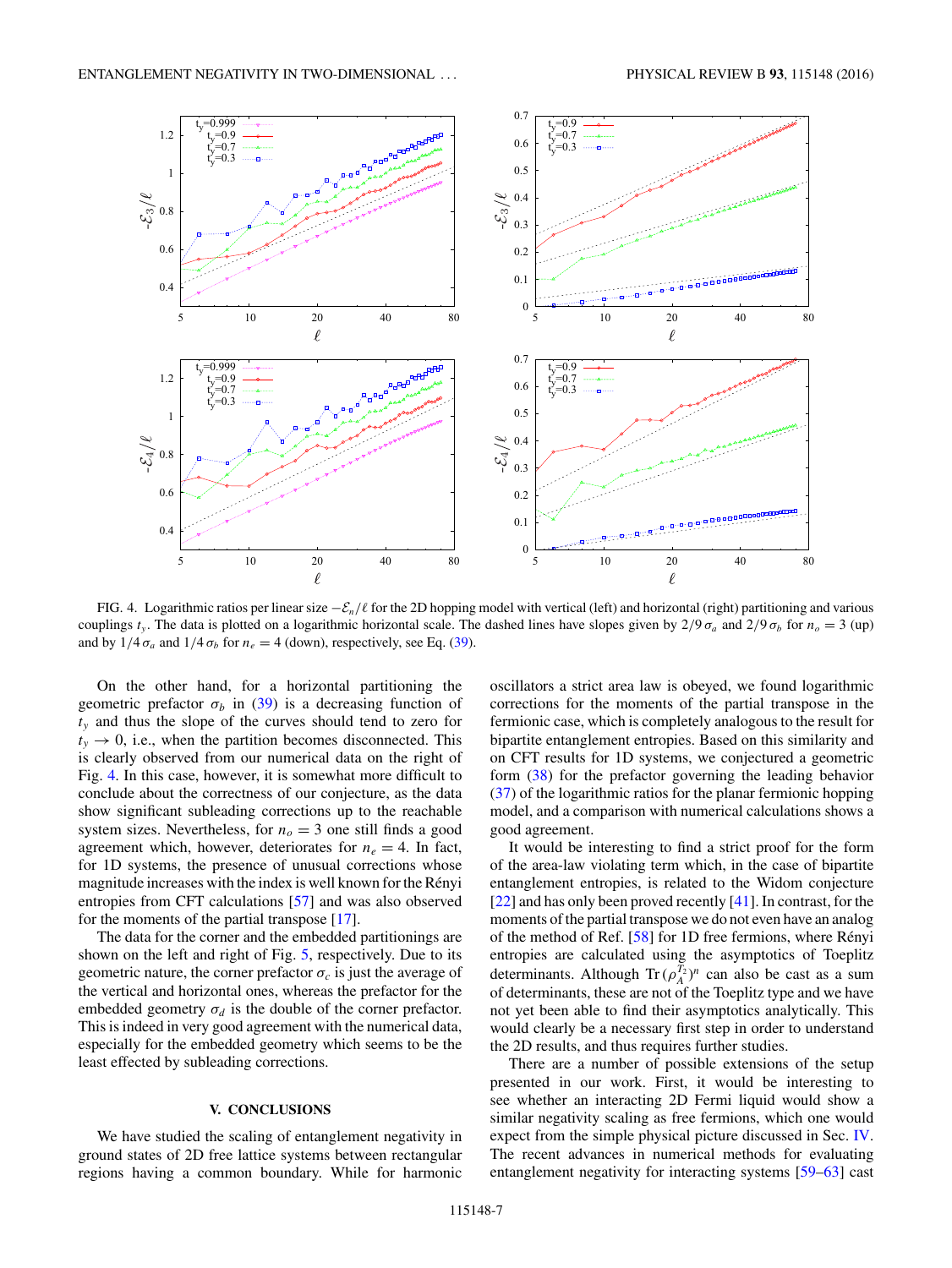FIG. 4. Logarithmic ratios per linear size $-\mathcal{E}_n/\ell$ for the 2D hopping model with vertical (left) and horizontal (right) partitioning and various couplings $t_y$. The data is plotted on a logarithmic horizontal scale. The dashed lines have slopes given by $2/9\,\sigma_a$ and $2/9\,\sigma_b$ for $n_o = 3$ (up) and by $1/4\,\sigma_a$ and $1/4\,\sigma_b$ for $n_e = 4$ (down), respectively, see Eq. (39).

On the other hand, for a horizontal partitioning the geometric prefactor $\sigma_b$ in (39) is a decreasing function of $t_y$ and thus the slope of the curves should tend to zero for $t_y \to 0$, i.e., when the partition becomes disconnected. This is clearly observed from our numerical data on the right of Fig. 4. In this case, however, it is somewhat more difficult to conclude about the correctness of our conjecture, as the data show significant subleading corrections up to the reachable system sizes. Nevertheless, for $n_o = 3$ one still finds a good agreement which, however, deteriorates for $n_e = 4$. In fact, for 1D systems, the presence of unusual corrections whose magnitude increases with the index is well known for the Rényi entropies from CFT calculations [57] and was also observed for the moments of the partial transpose [17].

The data for the corner and the embedded partitionings are shown on the left and right of Fig. 5, respectively. Due to its geometric nature, the corner prefactor $\sigma_c$ is just the average of the vertical and horizontal ones, whereas the prefactor for the embedded geometry $\sigma_d$ is the double of the corner prefactor. This is indeed in very good agreement with the numerical data, especially for the embedded geometry which seems to be the least effected by subleading corrections.

## V. CONCLUSIONS

We have studied the scaling of entanglement negativity in ground states of 2D free lattice systems between rectangular regions having a common boundary. While for harmonic oscillators a strict area law is obeyed, we found logarithmic corrections for the moments of the partial transpose in the fermionic case, which is completely analogous to the result for bipartite entanglement entropies. Based on this similarity and on CFT results for 1D systems, we conjectured a geometric form (38) for the prefactor governing the leading behavior (37) of the logarithmic ratios for the planar fermionic hopping model, and a comparison with numerical calculations shows a good agreement.

It would be interesting to find a strict proof for the form of the area-law violating term which, in the case of bipartite entanglement entropies, is related to the Widom conjecture [22] and has only been proved recently [41]. In contrast, for the moments of the partial transpose we do not even have an analog of the method of Ref. [58] for 1D free fermions, where Rényi entropies are calculated using the asymptotics of Toeplitz determinants. Although $\mathrm{Tr}\,(\rho_A^{T_2})^n$ can also be cast as a sum of determinants, these are not of the Toeplitz type and we have not yet been able to find their asymptotics analytically. This would clearly be a necessary first step in order to understand the 2D results, and thus requires further studies.

There are a number of possible extensions of the setup presented in our work. First, it would be interesting to see whether an interacting 2D Fermi liquid would show a similar negativity scaling as free fermions, which one would expect from the simple physical picture discussed in Sec. IV. The recent advances in numerical methods for evaluating entanglement negativity for interacting systems [59–63] cast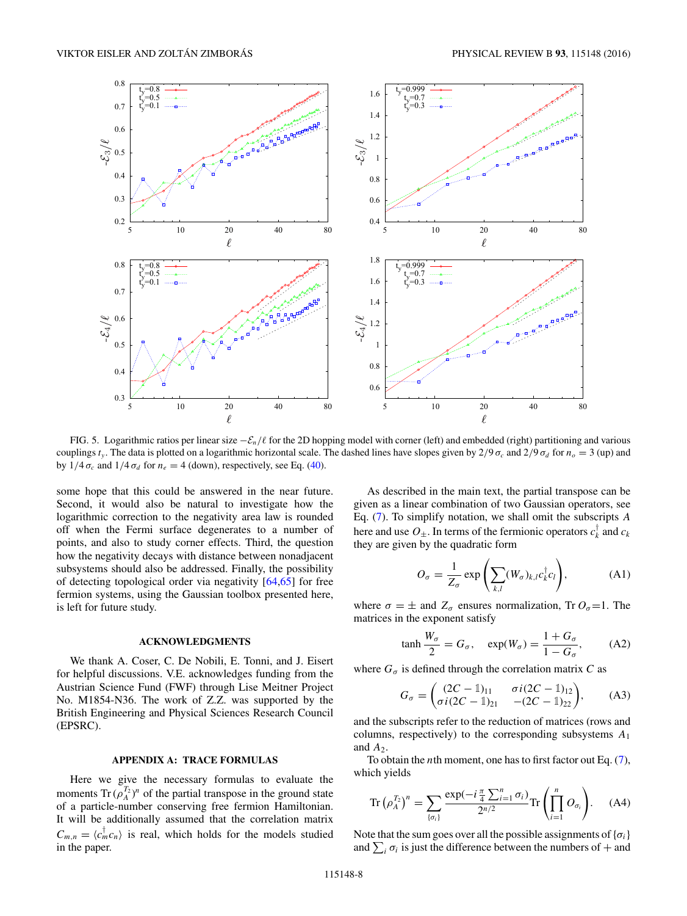FIG. 5. Logarithmic ratios per linear size $-\mathcal{E}_n/\ell$ for the 2D hopping model with corner (left) and embedded (right) partitioning and various couplings $t_y$. The data is plotted on a logarithmic horizontal scale. The dashed lines have slopes given by $2/9\,\sigma_c$ and $2/9\,\sigma_d$ for $n_o = 3$ (up) and by $1/4\,\sigma_c$ and $1/4\,\sigma_d$ for $n_e = 4$ (down), respectively, see Eq. (40).

some hope that this could be answered in the near future. Second, it would also be natural to investigate how the logarithmic correction to the negativity area law is rounded off when the Fermi surface degenerates to a number of points, and also to study corner effects. Third, the question how the negativity decays with distance between nonadjacent subsystems should also be addressed. Finally, the possibility of detecting topological order via negativity [64,65] for free fermion systems, using the Gaussian toolbox presented here, is left for future study.

## ACKNOWLEDGMENTS

We thank A. Coser, C. De Nobili, E. Tonni, and J. Eisert for helpful discussions. V.E. acknowledges funding from the Austrian Science Fund (FWF) through Lise Meitner Project No. M1854-N36. The work of Z.Z. was supported by the British Engineering and Physical Sciences Research Council (EPSRC).

## APPENDIX A: TRACE FORMULAS

Here we give the necessary formulas to evaluate the moments $\mathrm{Tr}\,(\rho_A^{T_2})^n$ of the partial transpose in the ground state of a particle-number conserving free fermion Hamiltonian. It will be additionally assumed that the correlation matrix $C_{m,n} = \langle c_m^\dagger c_n \rangle$ is real, which holds for the models studied in the paper.

As described in the main text, the partial transpose can be given as a linear combination of two Gaussian operators, see Eq. (7). To simplify notation, we shall omit the subscripts $A$ here and use $O_\pm$. In terms of the fermionic operators $c_k^\dagger$ and $c_k$ they are given by the quadratic form

$$O_\sigma = \frac{1}{Z_\sigma} \exp\left(\sum_{k,l} (W_\sigma)_{k,l} c_k^\dagger c_l\right), \tag{A1}$$

where $\sigma = \pm$ and $Z_\sigma$ ensures normalization, $\mathrm{Tr}\, O_\sigma = 1$. The matrices in the exponent satisfy

$$\tanh \frac{W_\sigma}{2} = G_\sigma, \quad \exp(W_\sigma) = \frac{1 + G_\sigma}{1 - G_\sigma}, \tag{A2}$$

where $G_\sigma$ is defined through the correlation matrix $C$ as

$$G_\sigma = \begin{pmatrix} (2C - \mathbb{1})_{11} & \sigma i(2C - \mathbb{1})_{12} \\ \sigma i(2C - \mathbb{1})_{21} & -(2C - \mathbb{1})_{22} \end{pmatrix}, \tag{A3}$$

and the subscripts refer to the reduction of matrices (rows and columns, respectively) to the corresponding subsystems $A_1$ and $A_2$.

To obtain the $n$th moment, one has to first factor out Eq. (7), which yields

$$\mathrm{Tr}\,(\rho_A^{T_2})^n = \sum_{\{\sigma_i\}} \frac{\exp(-i\frac{\pi}{4}\sum_{i=1}^{n}\sigma_i)}{2^{n/2}} \mathrm{Tr}\left(\prod_{i=1}^{n} O_{\sigma_i}\right). \tag{A4}$$

Note that the sum goes over all the possible assignments of $\{\sigma_i\}$ and $\sum_i \sigma_i$ is just the difference between the numbers of + and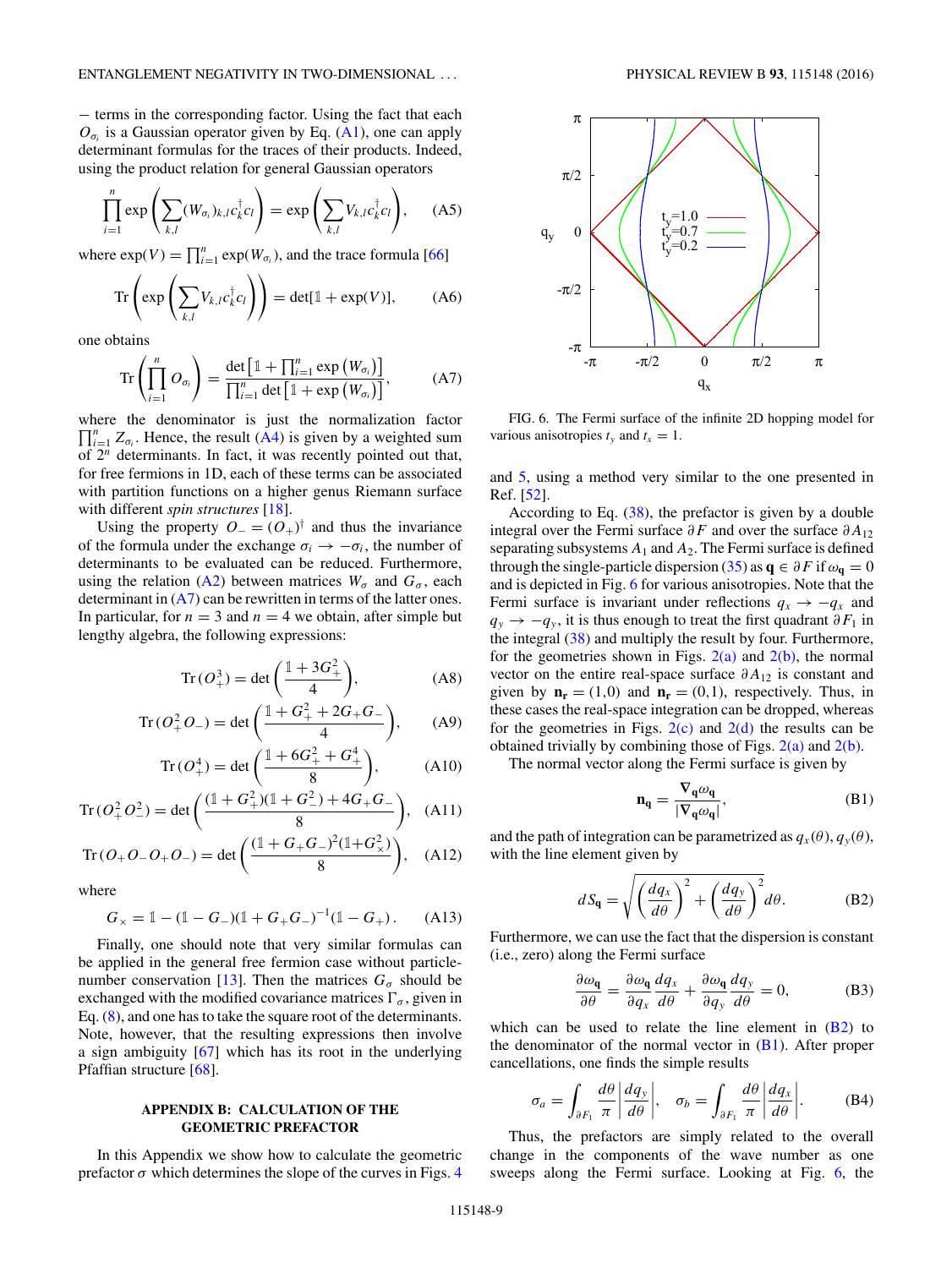− terms in the corresponding factor. Using the fact that each $O_{\sigma_i}$ is a Gaussian operator given by Eq. (A1), one can apply determinant formulas for the traces of their products. Indeed, using the product relation for general Gaussian operators

$$\prod_{i=1}^{n} \exp\left(\sum_{k,l} (W_{\sigma_i})_{k,l} c_k^\dagger c_l\right) = \exp\left(\sum_{k,l} V_{k,l} c_k^\dagger c_l\right), \quad \text{(A5)}$$

where $\exp(V) = \prod_{i=1}^{n} \exp(W_{\sigma_i})$, and the trace formula [66]

$$\mathrm{Tr}\left(\exp\left(\sum_{k,l} V_{k,l} c_k^\dagger c_l\right)\right) = \det[\mathbb{1} + \exp(V)], \quad \text{(A6)}$$

one obtains

$$\mathrm{Tr}\left(\prod_{i=1}^{n} O_{\sigma_i}\right) = \frac{\det\left[\mathbb{1} + \prod_{i=1}^{n} \exp\left(W_{\sigma_i}\right)\right]}{\prod_{i=1}^{n} \det\left[\mathbb{1} + \exp\left(W_{\sigma_i}\right)\right]}, \quad \text{(A7)}$$

where the denominator is just the normalization factor $\prod_{i=1}^{n} Z_{\sigma_i}$. Hence, the result (A4) is given by a weighted sum of $2^n$ determinants. In fact, it was recently pointed out that, for free fermions in 1D, each of these terms can be associated with partition functions on a higher genus Riemann surface with different *spin structures* [18].

Using the property $O_- = (O_+)^\dagger$ and thus the invariance of the formula under the exchange $\sigma_i \to -\sigma_i$, the number of determinants to be evaluated can be reduced. Furthermore, using the relation (A2) between matrices $W_\sigma$ and $G_\sigma$, each determinant in (A7) can be rewritten in terms of the latter ones. In particular, for $n = 3$ and $n = 4$ we obtain, after simple but lengthy algebra, the following expressions:

$$\mathrm{Tr}\,(O_+^3) = \det\left(\frac{\mathbb{1} + 3G_+^2}{4}\right), \quad \text{(A8)}$$

$$\mathrm{Tr}\,(O_+^2 O_-) = \det\left(\frac{\mathbb{1} + G_+^2 + 2G_+G_-}{4}\right), \quad \text{(A9)}$$

$$\mathrm{Tr}\,(O_+^4) = \det\left(\frac{\mathbb{1} + 6G_+^2 + G_+^4}{8}\right), \quad \text{(A10)}$$

$$\mathrm{Tr}\,(O_+^2 O_-^2) = \det\left(\frac{(\mathbb{1} + G_+^2)(\mathbb{1} + G_-^2) + 4G_+G_-}{8}\right), \quad \text{(A11)}$$

$$\mathrm{Tr}\,(O_+ O_- O_+ O_-) = \det\left(\frac{(\mathbb{1} + G_+G_-)^2(\mathbb{1} + G_\times^2)}{8}\right), \quad \text{(A12)}$$

where

$$G_\times = \mathbb{1} - (\mathbb{1} - G_-)(\mathbb{1} + G_+G_-)^{-1}(\mathbb{1} - G_+). \quad \text{(A13)}$$

Finally, one should note that very similar formulas can be applied in the general free fermion case without particle-number conservation [13]. Then the matrices $G_\sigma$ should be exchanged with the modified covariance matrices $\Gamma_\sigma$, given in Eq. (8), and one has to take the square root of the determinants. Note, however, that the resulting expressions then involve a sign ambiguity [67] which has its root in the underlying Pfaffian structure [68].

## APPENDIX B: CALCULATION OF THE GEOMETRIC PREFACTOR

In this Appendix we show how to calculate the geometric prefactor $\sigma$ which determines the slope of the curves in Figs. 4 and 5, using a method very similar to the one presented in Ref. [52].

FIG. 6. The Fermi surface of the infinite 2D hopping model for various anisotropies $t_y$ and $t_x = 1$.

According to Eq. (38), the prefactor is given by a double integral over the Fermi surface $\partial F$ and over the surface $\partial A_{12}$ separating subsystems $A_1$ and $A_2$. The Fermi surface is defined through the single-particle dispersion (35) as $\mathbf{q} \in \partial F$ if $\omega_\mathbf{q} = 0$ and is depicted in Fig. 6 for various anisotropies. Note that the Fermi surface is invariant under reflections $q_x \to -q_x$ and $q_y \to -q_y$, it is thus enough to treat the first quadrant $\partial F_1$ in the integral (38) and multiply the result by four. Furthermore, for the geometries shown in Figs. 2(a) and 2(b), the normal vector on the entire real-space surface $\partial A_{12}$ is constant and given by $\mathbf{n_r} = (1,0)$ and $\mathbf{n_r} = (0,1)$, respectively. Thus, in these cases the real-space integration can be dropped, whereas for the geometries in Figs. 2(c) and 2(d) the results can be obtained trivially by combining those of Figs. 2(a) and 2(b).

The normal vector along the Fermi surface is given by

$$\mathbf{n_q} = \frac{\nabla_\mathbf{q}\omega_\mathbf{q}}{|\nabla_\mathbf{q}\omega_\mathbf{q}|}, \quad \text{(B1)}$$

and the path of integration can be parametrized as $q_x(\theta), q_y(\theta)$, with the line element given by

$$dS_\mathbf{q} = \sqrt{\left(\frac{dq_x}{d\theta}\right)^2 + \left(\frac{dq_y}{d\theta}\right)^2}\, d\theta. \quad \text{(B2)}$$

Furthermore, we can use the fact that the dispersion is constant (i.e., zero) along the Fermi surface

$$\frac{\partial\omega_\mathbf{q}}{\partial\theta} = \frac{\partial\omega_\mathbf{q}}{\partial q_x}\frac{dq_x}{d\theta} + \frac{\partial\omega_\mathbf{q}}{\partial q_y}\frac{dq_y}{d\theta} = 0, \quad \text{(B3)}$$

which can be used to relate the line element in (B2) to the denominator of the normal vector in (B1). After proper cancellations, one finds the simple results

$$\sigma_a = \int_{\partial F_1} \frac{d\theta}{\pi}\left|\frac{dq_y}{d\theta}\right|, \quad \sigma_b = \int_{\partial F_1} \frac{d\theta}{\pi}\left|\frac{dq_x}{d\theta}\right|. \quad \text{(B4)}$$

Thus, the prefactors are simply related to the overall change in the components of the wave number as one sweeps along the Fermi surface. Looking at Fig. 6, the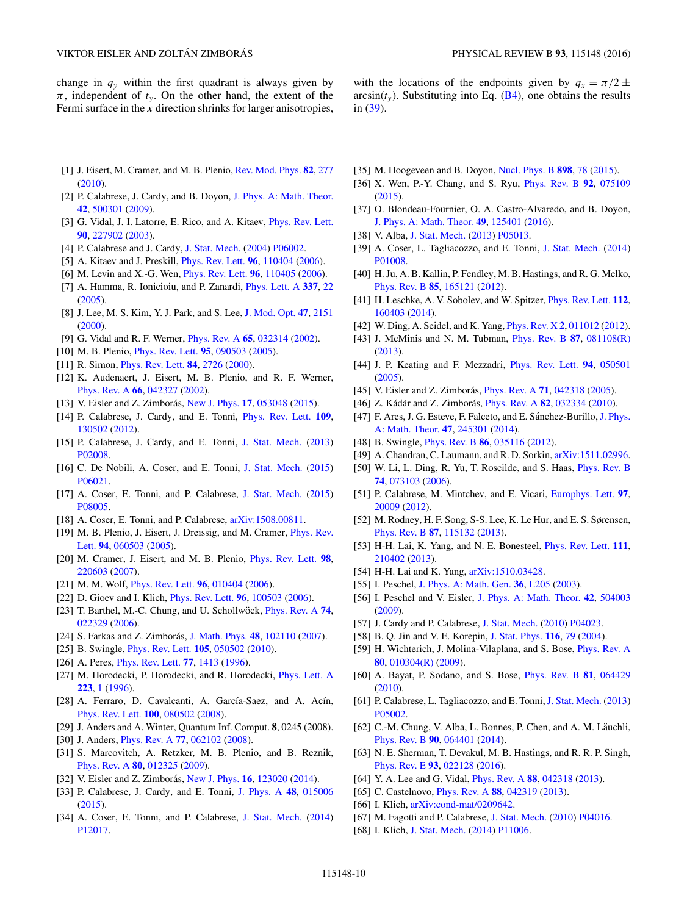change in $q_y$ within the first quadrant is always given by $\pi$, independent of $t_y$. On the other hand, the extent of the Fermi surface in the $x$ direction shrinks for larger anisotropies, with the locations of the endpoints given by $q_x = \pi/2 \pm \arcsin(t_y)$. Substituting into Eq. (B4), one obtains the results in (39).

---

[1] J. Eisert, M. Cramer, and M. B. Plenio, Rev. Mod. Phys. **82**, 277 (2010).

[2] P. Calabrese, J. Cardy, and B. Doyon, J. Phys. A: Math. Theor. **42**, 500301 (2009).

[3] G. Vidal, J. I. Latorre, E. Rico, and A. Kitaev, Phys. Rev. Lett. **90**, 227902 (2003).

[4] P. Calabrese and J. Cardy, J. Stat. Mech. (2004) P06002.

[5] A. Kitaev and J. Preskill, Phys. Rev. Lett. **96**, 110404 (2006).

[6] M. Levin and X.-G. Wen, Phys. Rev. Lett. **96**, 110405 (2006).

[7] A. Hamma, R. Ionicioiu, and P. Zanardi, Phys. Lett. A **337**, 22 (2005).

[8] J. Lee, M. S. Kim, Y. J. Park, and S. Lee, J. Mod. Opt. **47**, 2151 (2000).

[9] G. Vidal and R. F. Werner, Phys. Rev. A **65**, 032314 (2002).

[10] M. B. Plenio, Phys. Rev. Lett. **95**, 090503 (2005).

[11] R. Simon, Phys. Rev. Lett. **84**, 2726 (2000).

[12] K. Audenaert, J. Eisert, M. B. Plenio, and R. F. Werner, Phys. Rev. A **66**, 042327 (2002).

[13] V. Eisler and Z. Zimborás, New J. Phys. **17**, 053048 (2015).

[14] P. Calabrese, J. Cardy, and E. Tonni, Phys. Rev. Lett. **109**, 130502 (2012).

[15] P. Calabrese, J. Cardy, and E. Tonni, J. Stat. Mech. (2013) P02008.

[16] C. De Nobili, A. Coser, and E. Tonni, J. Stat. Mech. (2015) P06021.

[17] A. Coser, E. Tonni, and P. Calabrese, J. Stat. Mech. (2015) P08005.

[18] A. Coser, E. Tonni, and P. Calabrese, arXiv:1508.00811.

[19] M. B. Plenio, J. Eisert, J. Dreissig, and M. Cramer, Phys. Rev. Lett. **94**, 060503 (2005).

[20] M. Cramer, J. Eisert, and M. B. Plenio, Phys. Rev. Lett. **98**, 220603 (2007).

[21] M. M. Wolf, Phys. Rev. Lett. **96**, 010404 (2006).

[22] D. Gioev and I. Klich, Phys. Rev. Lett. **96**, 100503 (2006).

[23] T. Barthel, M.-C. Chung, and U. Schollwöck, Phys. Rev. A **74**, 022329 (2006).

[24] S. Farkas and Z. Zimborás, J. Math. Phys. **48**, 102110 (2007).

[25] B. Swingle, Phys. Rev. Lett. **105**, 050502 (2010).

[26] A. Peres, Phys. Rev. Lett. **77**, 1413 (1996).

[27] M. Horodecki, P. Horodecki, and R. Horodecki, Phys. Lett. A **223**, 1 (1996).

[28] A. Ferraro, D. Cavalcanti, A. García-Saez, and A. Acín, Phys. Rev. Lett. **100**, 080502 (2008).

[29] J. Anders and A. Winter, Quantum Inf. Comput. **8**, 0245 (2008).

[30] J. Anders, Phys. Rev. A **77**, 062102 (2008).

[31] S. Marcovitch, A. Retzker, M. B. Plenio, and B. Reznik, Phys. Rev. A **80**, 012325 (2009).

[32] V. Eisler and Z. Zimborás, New J. Phys. **16**, 123020 (2014).

[33] P. Calabrese, J. Cardy, and E. Tonni, J. Phys. A **48**, 015006 (2015).

[34] A. Coser, E. Tonni, and P. Calabrese, J. Stat. Mech. (2014) P12017.

[35] M. Hoogeveen and B. Doyon, Nucl. Phys. B **898**, 78 (2015).

[36] X. Wen, P.-Y. Chang, and S. Ryu, Phys. Rev. B **92**, 075109 (2015).

[37] O. Blondeau-Fournier, O. A. Castro-Alvaredo, and B. Doyon, J. Phys. A: Math. Theor. **49**, 125401 (2016).

[38] V. Alba, J. Stat. Mech. (2013) P05013.

[39] A. Coser, L. Tagliacozzo, and E. Tonni, J. Stat. Mech. (2014) P01008.

[40] H. Ju, A. B. Kallin, P. Fendley, M. B. Hastings, and R. G. Melko, Phys. Rev. B **85**, 165121 (2012).

[41] H. Leschke, A. V. Sobolev, and W. Spitzer, Phys. Rev. Lett. **112**, 160403 (2014).

[42] W. Ding, A. Seidel, and K. Yang, Phys. Rev. X **2**, 011012 (2012).

[43] J. McMinis and N. M. Tubman, Phys. Rev. B **87**, 081108(R) (2013).

[44] J. P. Keating and F. Mezzadri, Phys. Rev. Lett. **94**, 050501 (2005).

[45] V. Eisler and Z. Zimborás, Phys. Rev. A **71**, 042318 (2005).

[46] Z. Kádár and Z. Zimborás, Phys. Rev. A **82**, 032334 (2010).

[47] F. Ares, J. G. Esteve, F. Falceto, and E. Sánchez-Burillo, J. Phys. A: Math. Theor. **47**, 245301 (2014).

[48] B. Swingle, Phys. Rev. B **86**, 035116 (2012).

[49] A. Chandran, C. Laumann, and R. D. Sorkin, arXiv:1511.02996.

[50] W. Li, L. Ding, R. Yu, T. Roscilde, and S. Haas, Phys. Rev. B **74**, 073103 (2006).

[51] P. Calabrese, M. Mintchev, and E. Vicari, Europhys. Lett. **97**, 20009 (2012).

[52] M. Rodney, H. F. Song, S-S. Lee, K. Le Hur, and E. S. Sørensen, Phys. Rev. B **87**, 115132 (2013).

[53] H-H. Lai, K. Yang, and N. E. Bonesteel, Phys. Rev. Lett. **111**, 210402 (2013).

[54] H-H. Lai and K. Yang, arXiv:1510.03428.

[55] I. Peschel, J. Phys. A: Math. Gen. **36**, L205 (2003).

[56] I. Peschel and V. Eisler, J. Phys. A: Math. Theor. **42**, 504003 (2009).

[57] J. Cardy and P. Calabrese, J. Stat. Mech. (2010) P04023.

[58] B. Q. Jin and V. E. Korepin, J. Stat. Phys. **116**, 79 (2004).

[59] H. Wichterich, J. Molina-Vilaplana, and S. Bose, Phys. Rev. A **80**, 010304(R) (2009).

[60] A. Bayat, P. Sodano, and S. Bose, Phys. Rev. B **81**, 064429 (2010).

[61] P. Calabrese, L. Tagliacozzo, and E. Tonni, J. Stat. Mech. (2013) P05002.

[62] C.-M. Chung, V. Alba, L. Bonnes, P. Chen, and A. M. Läuchli, Phys. Rev. B **90**, 064401 (2014).

[63] N. E. Sherman, T. Devakul, M. B. Hastings, and R. R. P. Singh, Phys. Rev. E **93**, 022128 (2016).

[64] Y. A. Lee and G. Vidal, Phys. Rev. A **88**, 042318 (2013).

[65] C. Castelnovo, Phys. Rev. A **88**, 042319 (2013).

[66] I. Klich, arXiv:cond-mat/0209642.

[67] M. Fagotti and P. Calabrese, J. Stat. Mech. (2010) P04016.

[68] I. Klich, J. Stat. Mech. (2014) P11006.